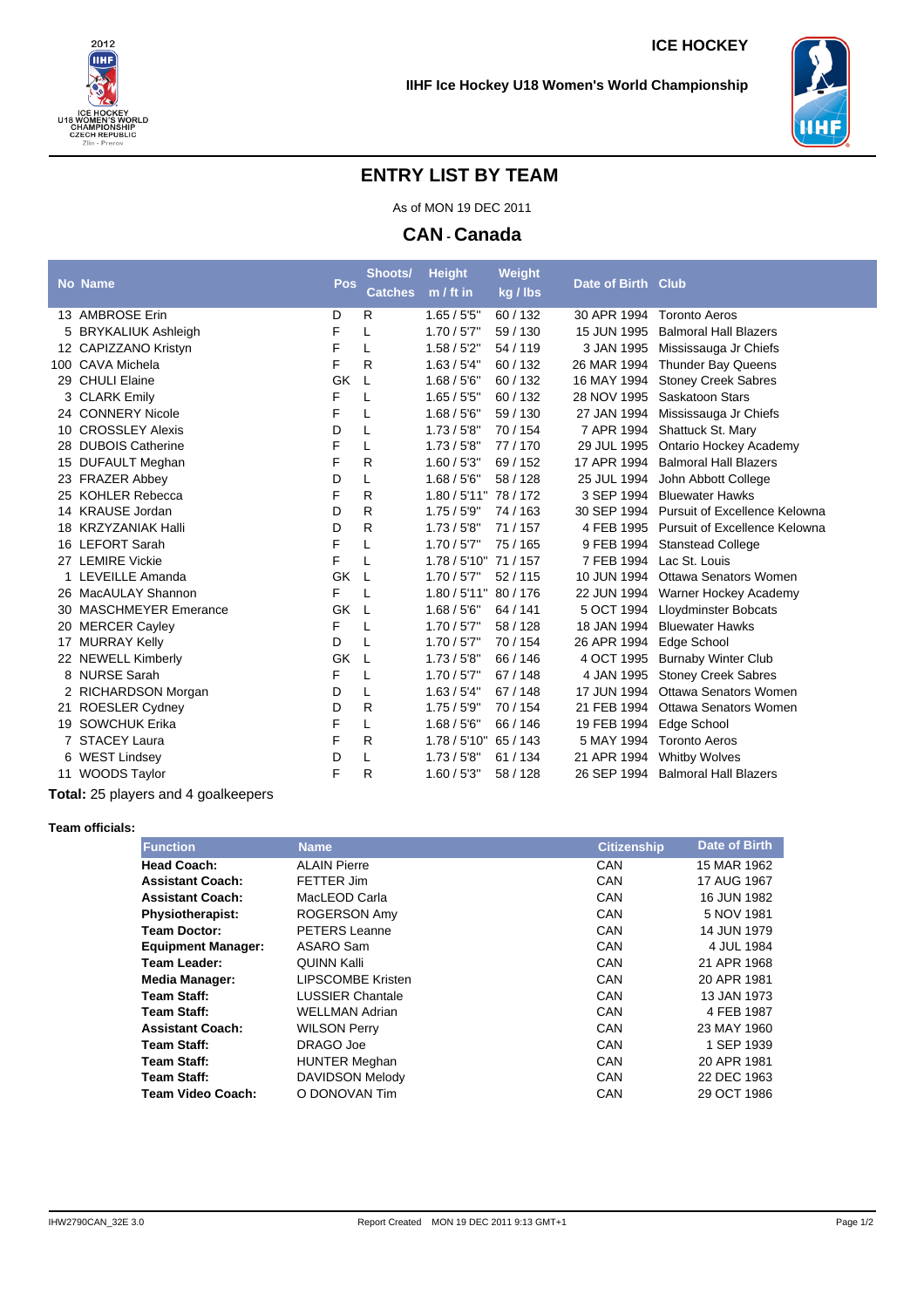ICE HOCKEY

IIHF Ice Hockey U18 Women's World Championship

# ENTRY LIST BY TEAM

As of MON 19 DEC 2011

## CAN - Canada

| No | Name | Pos | Shoots/ Catches | Height m / ft in | Weight kg / lbs | Date of Birth | Club |
|---|---|---|---|---|---|---|---|
| 13 | AMBROSE Erin | D | R | 1.65 / 5'5" | 60 / 132 | 30 APR 1994 | Toronto Aeros |
| 5 | BRYKALIUK Ashleigh | F | L | 1.70 / 5'7" | 59 / 130 | 15 JUN 1995 | Balmoral Hall Blazers |
| 12 | CAPIZZANO Kristyn | F | L | 1.58 / 5'2" | 54 / 119 | 3 JAN 1995 | Mississauga Jr Chiefs |
| 100 | CAVA Michela | F | R | 1.63 / 5'4" | 60 / 132 | 26 MAR 1994 | Thunder Bay Queens |
| 29 | CHULI Elaine | GK | L | 1.68 / 5'6" | 60 / 132 | 16 MAY 1994 | Stoney Creek Sabres |
| 3 | CLARK Emily | F | L | 1.65 / 5'5" | 60 / 132 | 28 NOV 1995 | Saskatoon Stars |
| 24 | CONNERY Nicole | F | L | 1.68 / 5'6" | 59 / 130 | 27 JAN 1994 | Mississauga Jr Chiefs |
| 10 | CROSSLEY Alexis | D | L | 1.73 / 5'8" | 70 / 154 | 7 APR 1994 | Shattuck St. Mary |
| 28 | DUBOIS Catherine | F | L | 1.73 / 5'8" | 77 / 170 | 29 JUL 1995 | Ontario Hockey Academy |
| 15 | DUFAULT Meghan | F | R | 1.60 / 5'3" | 69 / 152 | 17 APR 1994 | Balmoral Hall Blazers |
| 23 | FRAZER Abbey | D | L | 1.68 / 5'6" | 58 / 128 | 25 JUL 1994 | John Abbott College |
| 25 | KOHLER Rebecca | F | R | 1.80 / 5'11" | 78 / 172 | 3 SEP 1994 | Bluewater Hawks |
| 14 | KRAUSE Jordan | D | R | 1.75 / 5'9" | 74 / 163 | 30 SEP 1994 | Pursuit of Excellence Kelowna |
| 18 | KRZYZANIAK Halli | D | R | 1.73 / 5'8" | 71 / 157 | 4 FEB 1995 | Pursuit of Excellence Kelowna |
| 16 | LEFORT Sarah | F | L | 1.70 / 5'7" | 75 / 165 | 9 FEB 1994 | Stanstead College |
| 27 | LEMIRE Vickie | F | L | 1.78 / 5'10" | 71 / 157 | 7 FEB 1994 | Lac St. Louis |
| 1 | LEVEILLE Amanda | GK | L | 1.70 / 5'7" | 52 / 115 | 10 JUN 1994 | Ottawa Senators Women |
| 26 | MacAULAY Shannon | F | L | 1.80 / 5'11" | 80 / 176 | 22 JUN 1994 | Warner Hockey Academy |
| 30 | MASCHMEYER Emerance | GK | L | 1.68 / 5'6" | 64 / 141 | 5 OCT 1994 | Lloydminster Bobcats |
| 20 | MERCER Cayley | F | L | 1.70 / 5'7" | 58 / 128 | 18 JAN 1994 | Bluewater Hawks |
| 17 | MURRAY Kelly | D | L | 1.70 / 5'7" | 70 / 154 | 26 APR 1994 | Edge School |
| 22 | NEWELL Kimberly | GK | L | 1.73 / 5'8" | 66 / 146 | 4 OCT 1995 | Burnaby Winter Club |
| 8 | NURSE Sarah | F | L | 1.70 / 5'7" | 67 / 148 | 4 JAN 1995 | Stoney Creek Sabres |
| 2 | RICHARDSON Morgan | D | L | 1.63 / 5'4" | 67 / 148 | 17 JUN 1994 | Ottawa Senators Women |
| 21 | ROESLER Cydney | D | R | 1.75 / 5'9" | 70 / 154 | 21 FEB 1994 | Ottawa Senators Women |
| 19 | SOWCHUK Erika | F | L | 1.68 / 5'6" | 66 / 146 | 19 FEB 1994 | Edge School |
| 7 | STACEY Laura | F | R | 1.78 / 5'10" | 65 / 143 | 5 MAY 1994 | Toronto Aeros |
| 6 | WEST Lindsey | D | L | 1.73 / 5'8" | 61 / 134 | 21 APR 1994 | Whitby Wolves |
| 11 | WOODS Taylor | F | R | 1.60 / 5'3" | 58 / 128 | 26 SEP 1994 | Balmoral Hall Blazers |

**Total:** 25 players and 4 goalkeepers

**Team officials:**

| Function | Name | Citizenship | Date of Birth |
|---|---|---|---|
| **Head Coach:** | ALAIN Pierre | CAN | 15 MAR 1962 |
| **Assistant Coach:** | FETTER Jim | CAN | 17 AUG 1967 |
| **Assistant Coach:** | MacLEOD Carla | CAN | 16 JUN 1982 |
| **Physiotherapist:** | ROGERSON Amy | CAN | 5 NOV 1981 |
| **Team Doctor:** | PETERS Leanne | CAN | 14 JUN 1979 |
| **Equipment Manager:** | ASARO Sam | CAN | 4 JUL 1984 |
| **Team Leader:** | QUINN Kalli | CAN | 21 APR 1968 |
| **Media Manager:** | LIPSCOMBE Kristen | CAN | 20 APR 1981 |
| **Team Staff:** | LUSSIER Chantale | CAN | 13 JAN 1973 |
| **Team Staff:** | WELLMAN Adrian | CAN | 4 FEB 1987 |
| **Assistant Coach:** | WILSON Perry | CAN | 23 MAY 1960 |
| **Team Staff:** | DRAGO Joe | CAN | 1 SEP 1939 |
| **Team Staff:** | HUNTER Meghan | CAN | 20 APR 1981 |
| **Team Staff:** | DAVIDSON Melody | CAN | 22 DEC 1963 |
| **Team Video Coach:** | O DONOVAN Tim | CAN | 29 OCT 1986 |

IHW2790CAN_32E 3.0 Report Created MON 19 DEC 2011 9:13 GMT+1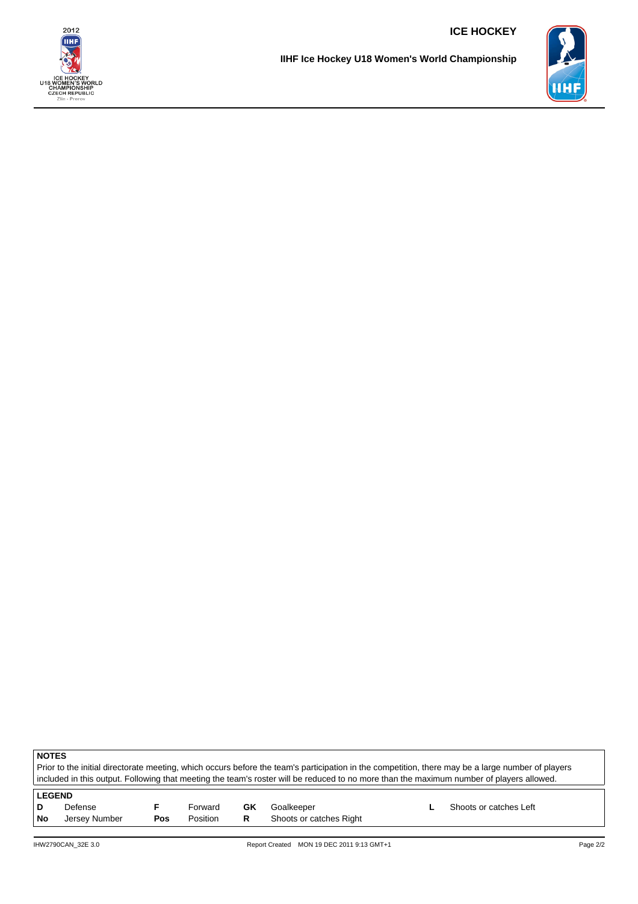**NOTES**

Prior to the initial directorate meeting, which occurs before the team's participation in the competition, there may be a large number of players included in this output. Following that meeting the team's roster will be reduced to no more than the maximum number of players allowed.

**LEGEND**

| | | | | | | | |
|---|---|---|---|---|---|---|---|
| **D** | Defense | **F** | Forward | **GK** | Goalkeeper | **L** | Shoots or catches Left |
| **No** | Jersey Number | **Pos** | Position | **R** | Shoots or catches Right | | |

IHW2790CAN_32E 3.0

Report Created MON 19 DEC 2011 9:13 GMT+1